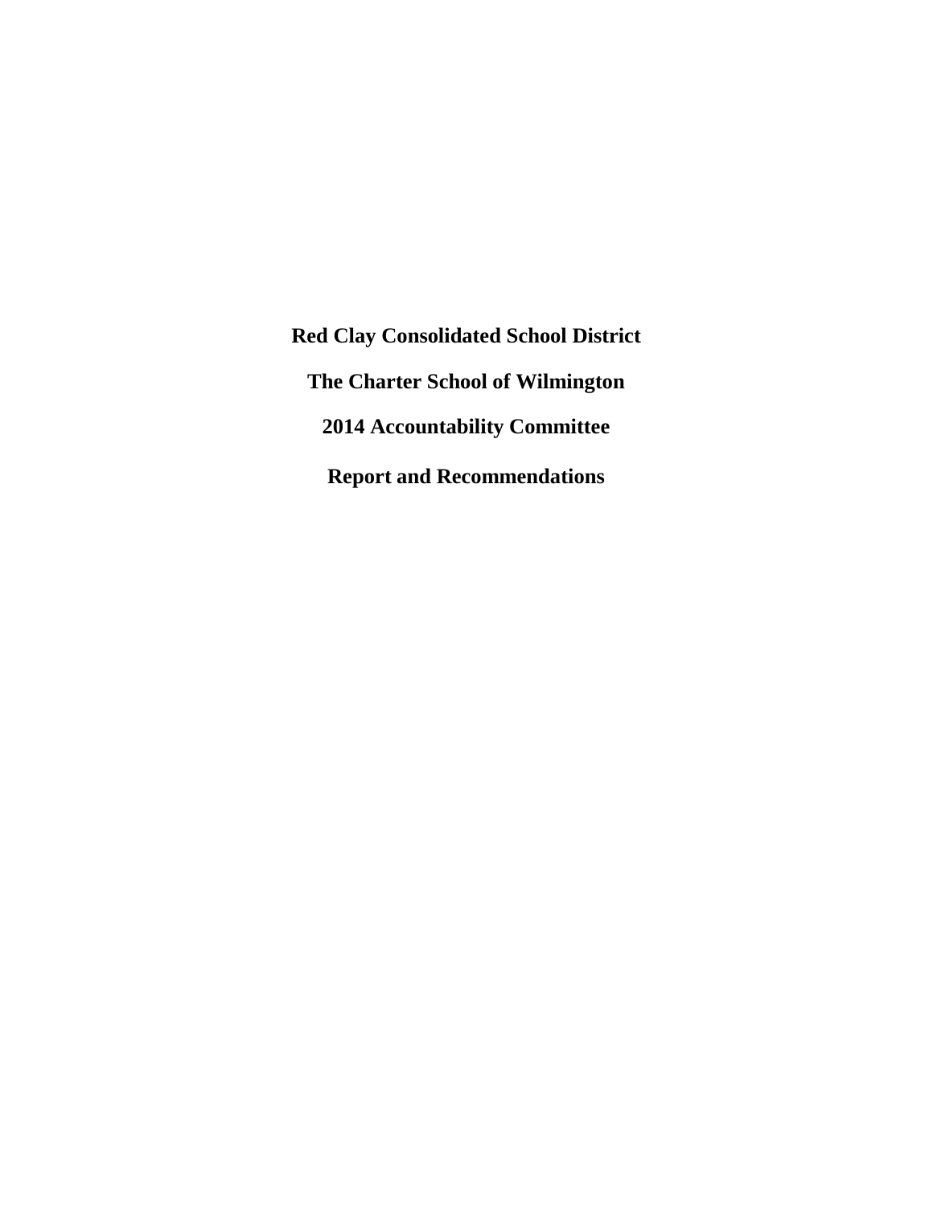# Red Clay Consolidated School District

# The Charter School of Wilmington

# 2014 Accountability Committee

# Report and Recommendations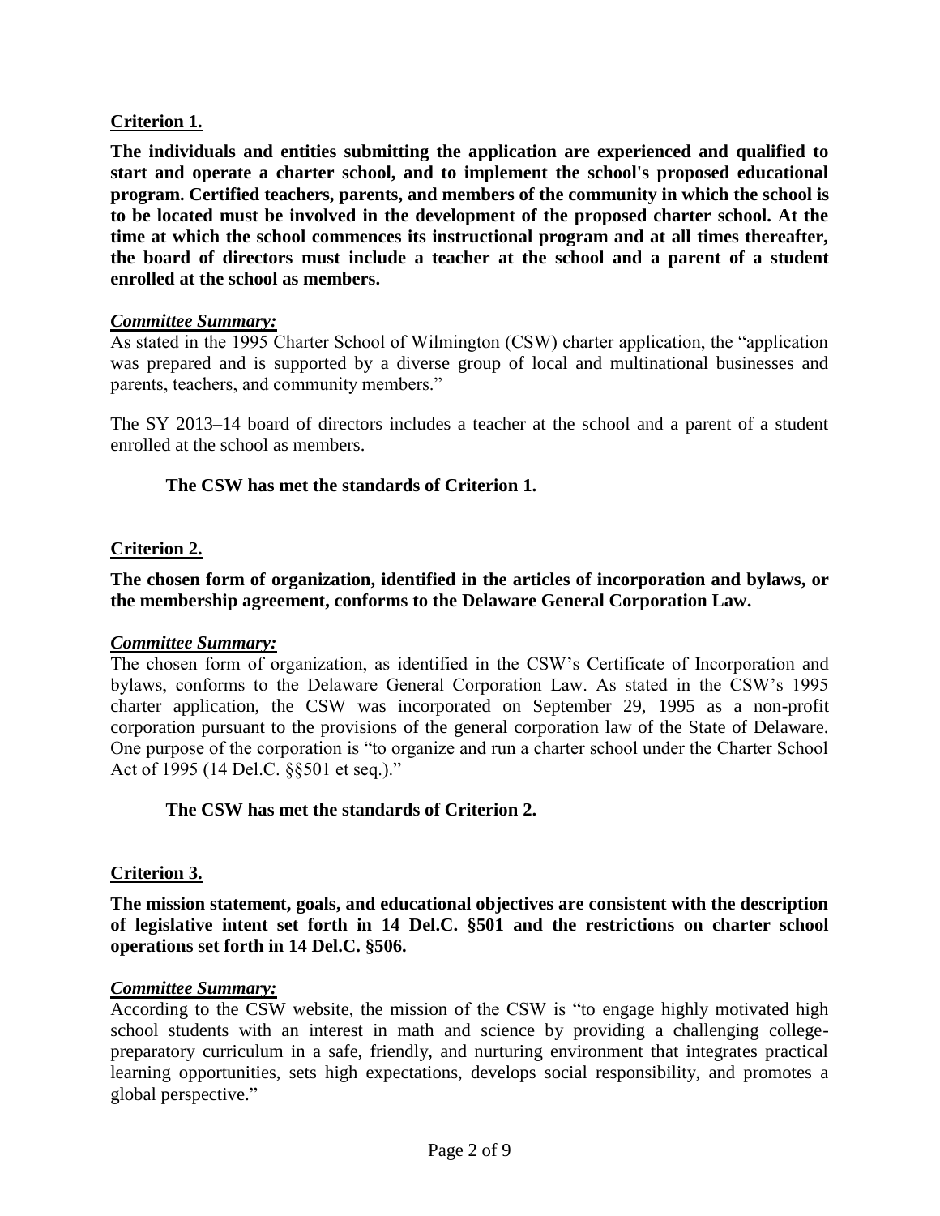## Criterion 1.

**The individuals and entities submitting the application are experienced and qualified to start and operate a charter school, and to implement the school's proposed educational program. Certified teachers, parents, and members of the community in which the school is to be located must be involved in the development of the proposed charter school. At the time at which the school commences its instructional program and at all times thereafter, the board of directors must include a teacher at the school and a parent of a student enrolled at the school as members.**

***Committee Summary:***

As stated in the 1995 Charter School of Wilmington (CSW) charter application, the "application was prepared and is supported by a diverse group of local and multinational businesses and parents, teachers, and community members."

The SY 2013–14 board of directors includes a teacher at the school and a parent of a student enrolled at the school as members.

**The CSW has met the standards of Criterion 1.**

## Criterion 2.

**The chosen form of organization, identified in the articles of incorporation and bylaws, or the membership agreement, conforms to the Delaware General Corporation Law.**

***Committee Summary:***

The chosen form of organization, as identified in the CSW's Certificate of Incorporation and bylaws, conforms to the Delaware General Corporation Law. As stated in the CSW's 1995 charter application, the CSW was incorporated on September 29, 1995 as a non-profit corporation pursuant to the provisions of the general corporation law of the State of Delaware. One purpose of the corporation is "to organize and run a charter school under the Charter School Act of 1995 (14 Del.C. §§501 et seq.)."

**The CSW has met the standards of Criterion 2.**

## Criterion 3.

**The mission statement, goals, and educational objectives are consistent with the description of legislative intent set forth in 14 Del.C. §501 and the restrictions on charter school operations set forth in 14 Del.C. §506.**

***Committee Summary:***

According to the CSW website, the mission of the CSW is "to engage highly motivated high school students with an interest in math and science by providing a challenging college-preparatory curriculum in a safe, friendly, and nurturing environment that integrates practical learning opportunities, sets high expectations, develops social responsibility, and promotes a global perspective."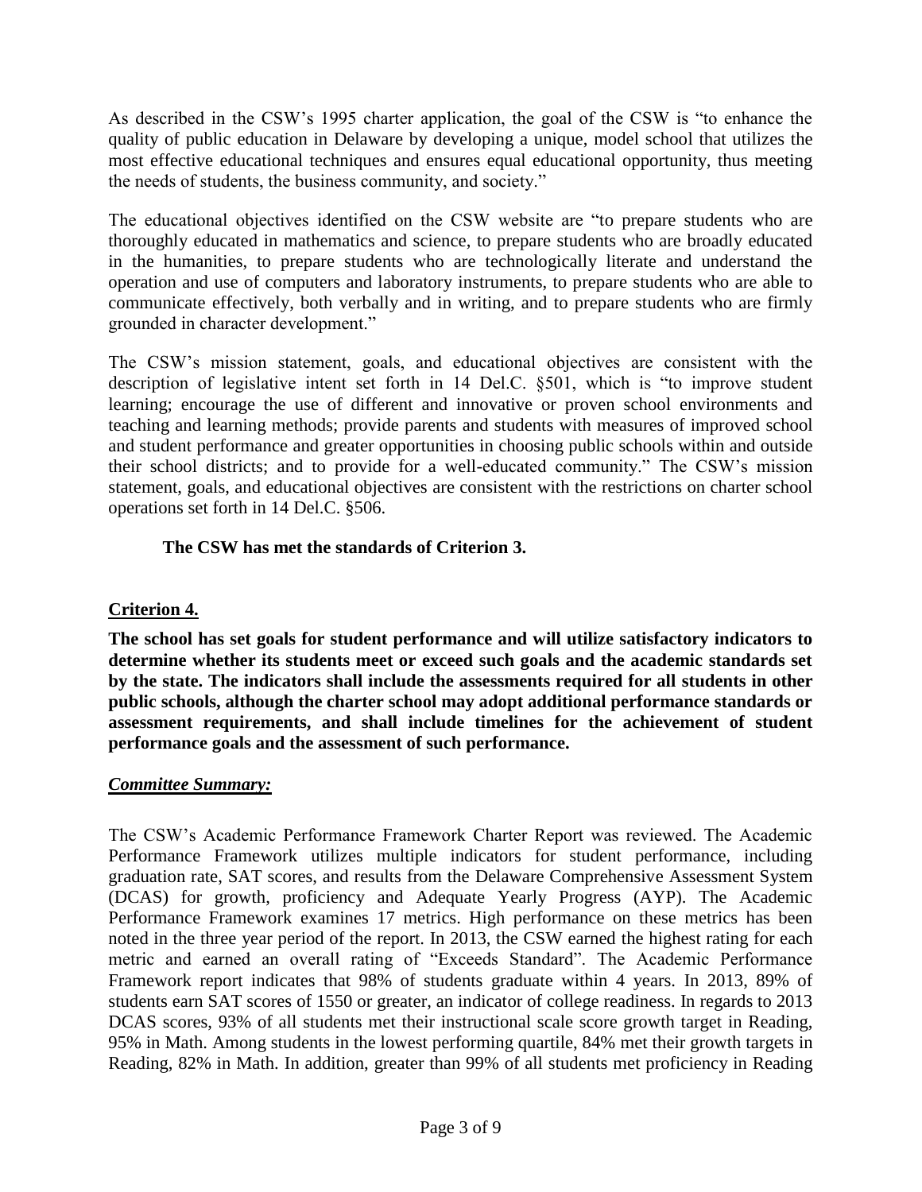As described in the CSW's 1995 charter application, the goal of the CSW is "to enhance the quality of public education in Delaware by developing a unique, model school that utilizes the most effective educational techniques and ensures equal educational opportunity, thus meeting the needs of students, the business community, and society."

The educational objectives identified on the CSW website are "to prepare students who are thoroughly educated in mathematics and science, to prepare students who are broadly educated in the humanities, to prepare students who are technologically literate and understand the operation and use of computers and laboratory instruments, to prepare students who are able to communicate effectively, both verbally and in writing, and to prepare students who are firmly grounded in character development."

The CSW's mission statement, goals, and educational objectives are consistent with the description of legislative intent set forth in 14 Del.C. §501, which is "to improve student learning; encourage the use of different and innovative or proven school environments and teaching and learning methods; provide parents and students with measures of improved school and student performance and greater opportunities in choosing public schools within and outside their school districts; and to provide for a well-educated community." The CSW's mission statement, goals, and educational objectives are consistent with the restrictions on charter school operations set forth in 14 Del.C. §506.

**The CSW has met the standards of Criterion 3.**

## Criterion 4.

**The school has set goals for student performance and will utilize satisfactory indicators to determine whether its students meet or exceed such goals and the academic standards set by the state. The indicators shall include the assessments required for all students in other public schools, although the charter school may adopt additional performance standards or assessment requirements, and shall include timelines for the achievement of student performance goals and the assessment of such performance.**

***Committee Summary:***

The CSW's Academic Performance Framework Charter Report was reviewed. The Academic Performance Framework utilizes multiple indicators for student performance, including graduation rate, SAT scores, and results from the Delaware Comprehensive Assessment System (DCAS) for growth, proficiency and Adequate Yearly Progress (AYP). The Academic Performance Framework examines 17 metrics. High performance on these metrics has been noted in the three year period of the report. In 2013, the CSW earned the highest rating for each metric and earned an overall rating of "Exceeds Standard". The Academic Performance Framework report indicates that 98% of students graduate within 4 years. In 2013, 89% of students earn SAT scores of 1550 or greater, an indicator of college readiness. In regards to 2013 DCAS scores, 93% of all students met their instructional scale score growth target in Reading, 95% in Math. Among students in the lowest performing quartile, 84% met their growth targets in Reading, 82% in Math. In addition, greater than 99% of all students met proficiency in Reading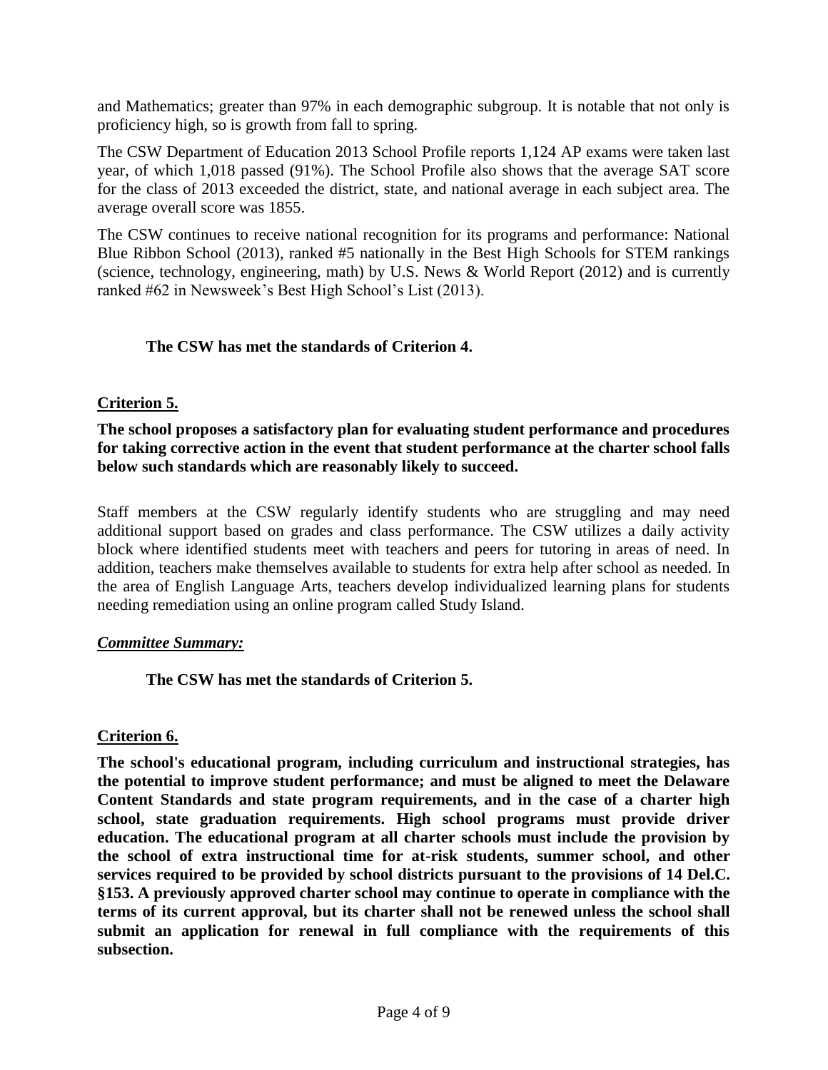and Mathematics; greater than 97% in each demographic subgroup. It is notable that not only is proficiency high, so is growth from fall to spring.

The CSW Department of Education 2013 School Profile reports 1,124 AP exams were taken last year, of which 1,018 passed (91%). The School Profile also shows that the average SAT score for the class of 2013 exceeded the district, state, and national average in each subject area. The average overall score was 1855.

The CSW continues to receive national recognition for its programs and performance: National Blue Ribbon School (2013), ranked #5 nationally in the Best High Schools for STEM rankings (science, technology, engineering, math) by U.S. News & World Report (2012) and is currently ranked #62 in Newsweek's Best High School's List (2013).

**The CSW has met the standards of Criterion 4.**

## Criterion 5.

**The school proposes a satisfactory plan for evaluating student performance and procedures for taking corrective action in the event that student performance at the charter school falls below such standards which are reasonably likely to succeed.**

Staff members at the CSW regularly identify students who are struggling and may need additional support based on grades and class performance. The CSW utilizes a daily activity block where identified students meet with teachers and peers for tutoring in areas of need. In addition, teachers make themselves available to students for extra help after school as needed. In the area of English Language Arts, teachers develop individualized learning plans for students needing remediation using an online program called Study Island.

***Committee Summary:***

**The CSW has met the standards of Criterion 5.**

## Criterion 6.

**The school's educational program, including curriculum and instructional strategies, has the potential to improve student performance; and must be aligned to meet the Delaware Content Standards and state program requirements, and in the case of a charter high school, state graduation requirements. High school programs must provide driver education. The educational program at all charter schools must include the provision by the school of extra instructional time for at-risk students, summer school, and other services required to be provided by school districts pursuant to the provisions of 14 Del.C. §153. A previously approved charter school may continue to operate in compliance with the terms of its current approval, but its charter shall not be renewed unless the school shall submit an application for renewal in full compliance with the requirements of this subsection.**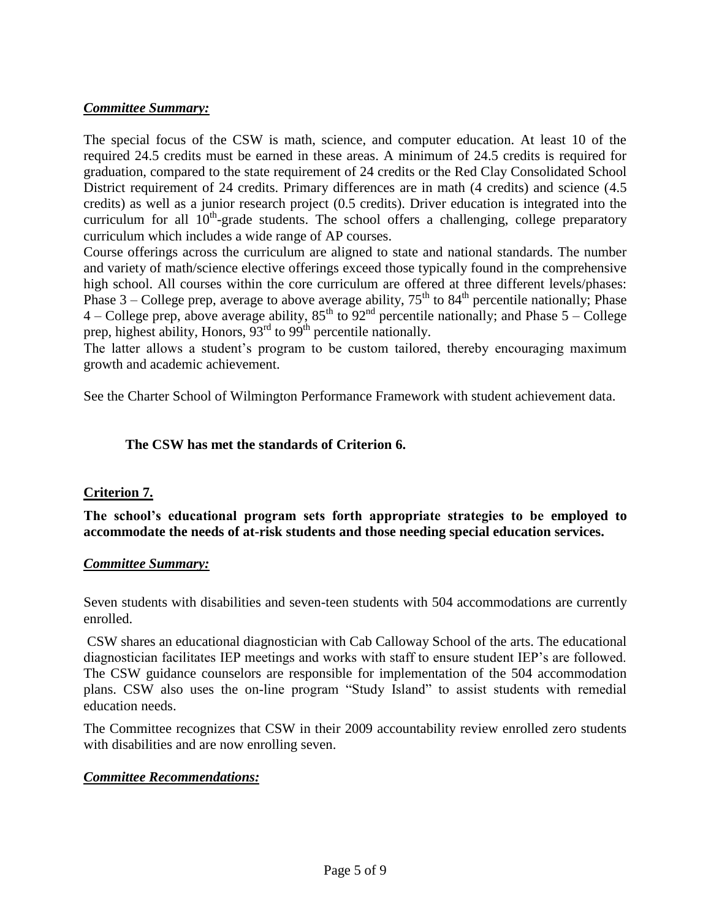***Committee Summary:***

The special focus of the CSW is math, science, and computer education. At least 10 of the required 24.5 credits must be earned in these areas. A minimum of 24.5 credits is required for graduation, compared to the state requirement of 24 credits or the Red Clay Consolidated School District requirement of 24 credits. Primary differences are in math (4 credits) and science (4.5 credits) as well as a junior research project (0.5 credits). Driver education is integrated into the curriculum for all 10th-grade students. The school offers a challenging, college preparatory curriculum which includes a wide range of AP courses.

Course offerings across the curriculum are aligned to state and national standards. The number and variety of math/science elective offerings exceed those typically found in the comprehensive high school. All courses within the core curriculum are offered at three different levels/phases: Phase 3 – College prep, average to above average ability, 75th to 84th percentile nationally; Phase 4 – College prep, above average ability, 85th to 92nd percentile nationally; and Phase 5 – College prep, highest ability, Honors, 93rd to 99th percentile nationally.

The latter allows a student's program to be custom tailored, thereby encouraging maximum growth and academic achievement.

See the Charter School of Wilmington Performance Framework with student achievement data.

**The CSW has met the standards of Criterion 6.**

## **Criterion 7.**

**The school's educational program sets forth appropriate strategies to be employed to accommodate the needs of at-risk students and those needing special education services.**

***Committee Summary:***

Seven students with disabilities and seven-teen students with 504 accommodations are currently enrolled.

CSW shares an educational diagnostician with Cab Calloway School of the arts. The educational diagnostician facilitates IEP meetings and works with staff to ensure student IEP's are followed. The CSW guidance counselors are responsible for implementation of the 504 accommodation plans. CSW also uses the on-line program "Study Island" to assist students with remedial education needs.

The Committee recognizes that CSW in their 2009 accountability review enrolled zero students with disabilities and are now enrolling seven.

***Committee Recommendations:***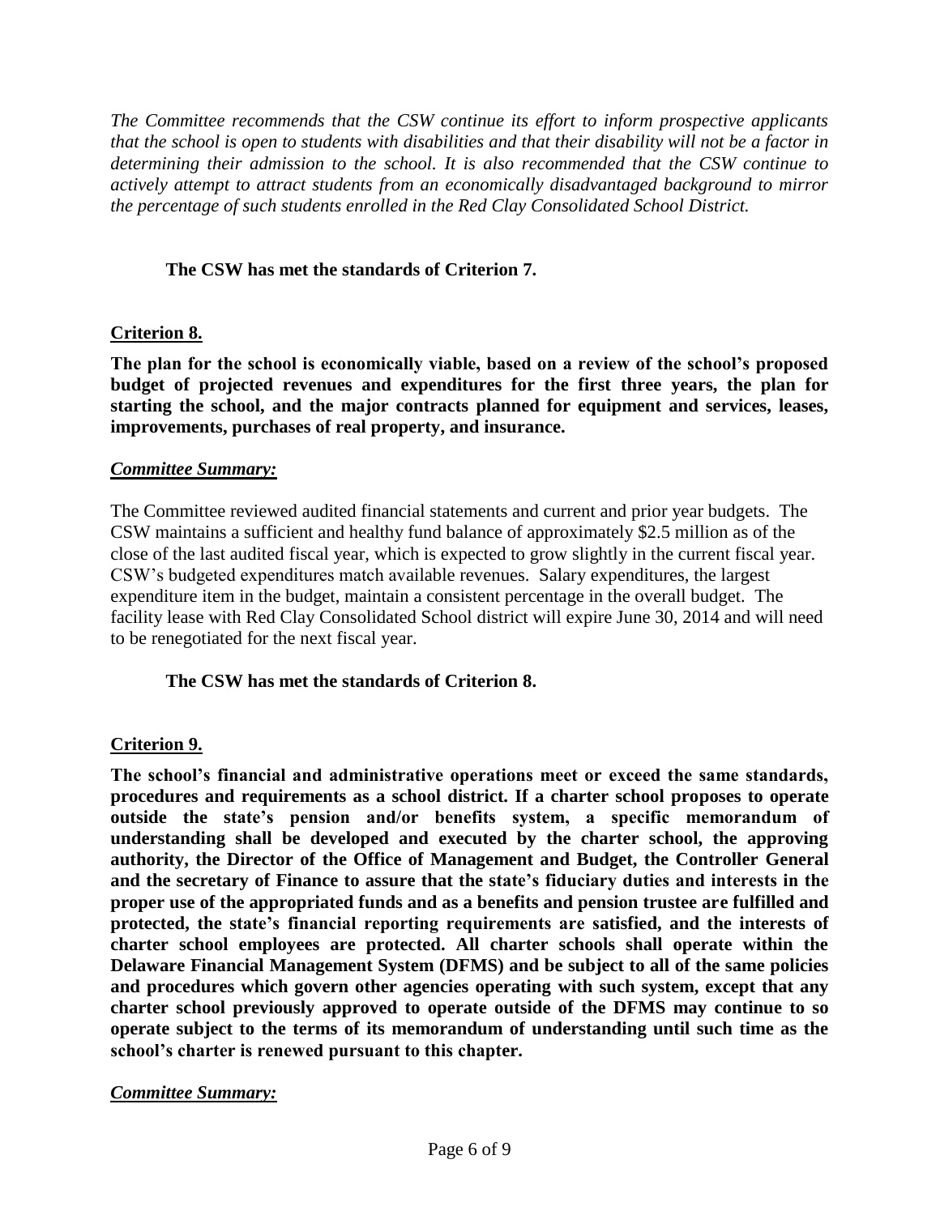*The Committee recommends that the CSW continue its effort to inform prospective applicants that the school is open to students with disabilities and that their disability will not be a factor in determining their admission to the school. It is also recommended that the CSW continue to actively attempt to attract students from an economically disadvantaged background to mirror the percentage of such students enrolled in the Red Clay Consolidated School District.*

**The CSW has met the standards of Criterion 7.**

## Criterion 8.

**The plan for the school is economically viable, based on a review of the school's proposed budget of projected revenues and expenditures for the first three years, the plan for starting the school, and the major contracts planned for equipment and services, leases, improvements, purchases of real property, and insurance.**

***Committee Summary:***

The Committee reviewed audited financial statements and current and prior year budgets. The CSW maintains a sufficient and healthy fund balance of approximately $2.5 million as of the close of the last audited fiscal year, which is expected to grow slightly in the current fiscal year. CSW's budgeted expenditures match available revenues. Salary expenditures, the largest expenditure item in the budget, maintain a consistent percentage in the overall budget. The facility lease with Red Clay Consolidated School district will expire June 30, 2014 and will need to be renegotiated for the next fiscal year.

**The CSW has met the standards of Criterion 8.**

## Criterion 9.

**The school's financial and administrative operations meet or exceed the same standards, procedures and requirements as a school district. If a charter school proposes to operate outside the state's pension and/or benefits system, a specific memorandum of understanding shall be developed and executed by the charter school, the approving authority, the Director of the Office of Management and Budget, the Controller General and the secretary of Finance to assure that the state's fiduciary duties and interests in the proper use of the appropriated funds and as a benefits and pension trustee are fulfilled and protected, the state's financial reporting requirements are satisfied, and the interests of charter school employees are protected. All charter schools shall operate within the Delaware Financial Management System (DFMS) and be subject to all of the same policies and procedures which govern other agencies operating with such system, except that any charter school previously approved to operate outside of the DFMS may continue to so operate subject to the terms of its memorandum of understanding until such time as the school's charter is renewed pursuant to this chapter.**

***Committee Summary:***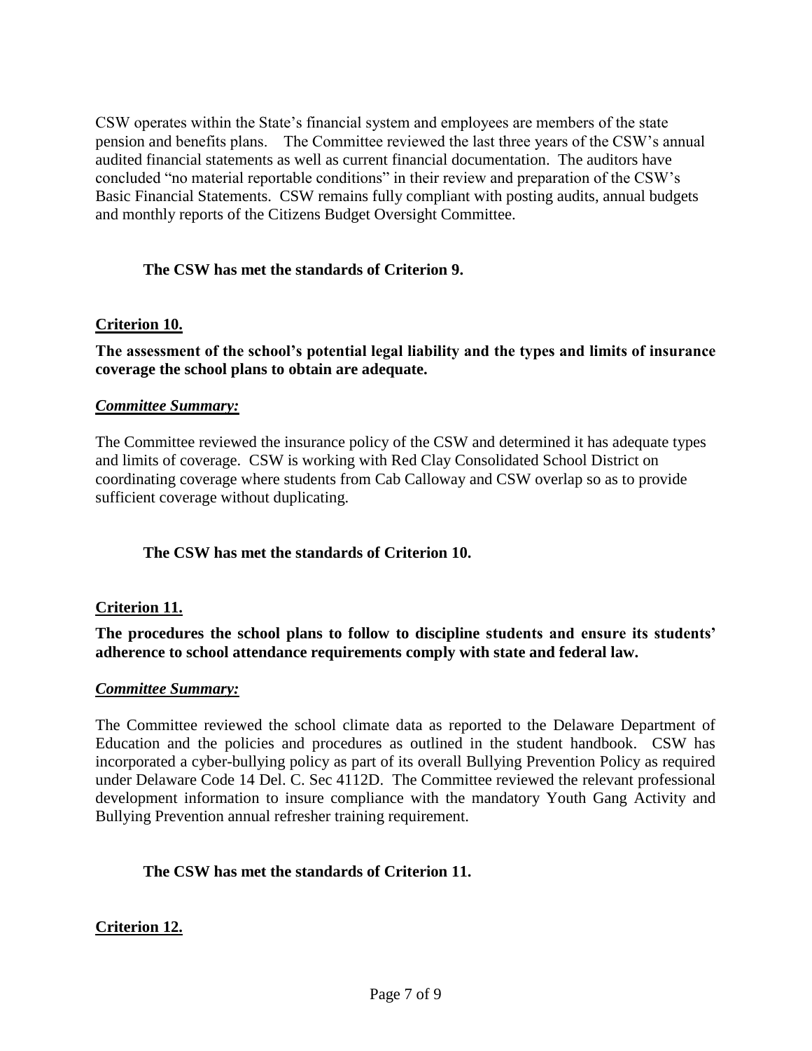CSW operates within the State's financial system and employees are members of the state pension and benefits plans. The Committee reviewed the last three years of the CSW's annual audited financial statements as well as current financial documentation. The auditors have concluded "no material reportable conditions" in their review and preparation of the CSW's Basic Financial Statements. CSW remains fully compliant with posting audits, annual budgets and monthly reports of the Citizens Budget Oversight Committee.

**The CSW has met the standards of Criterion 9.**

### Criterion 10.

**The assessment of the school's potential legal liability and the types and limits of insurance coverage the school plans to obtain are adequate.**

***Committee Summary:***

The Committee reviewed the insurance policy of the CSW and determined it has adequate types and limits of coverage. CSW is working with Red Clay Consolidated School District on coordinating coverage where students from Cab Calloway and CSW overlap so as to provide sufficient coverage without duplicating.

**The CSW has met the standards of Criterion 10.**

### Criterion 11.

**The procedures the school plans to follow to discipline students and ensure its students' adherence to school attendance requirements comply with state and federal law.**

***Committee Summary:***

The Committee reviewed the school climate data as reported to the Delaware Department of Education and the policies and procedures as outlined in the student handbook. CSW has incorporated a cyber-bullying policy as part of its overall Bullying Prevention Policy as required under Delaware Code 14 Del. C. Sec 4112D. The Committee reviewed the relevant professional development information to insure compliance with the mandatory Youth Gang Activity and Bullying Prevention annual refresher training requirement.

**The CSW has met the standards of Criterion 11.**

### Criterion 12.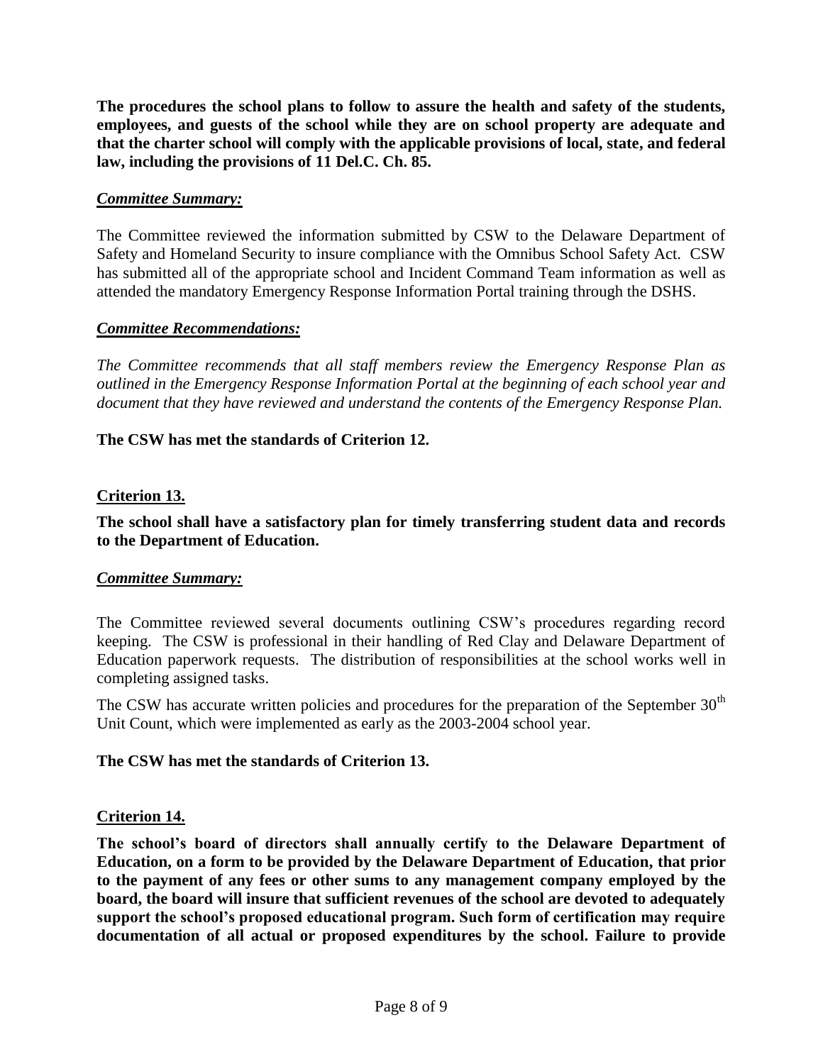**The procedures the school plans to follow to assure the health and safety of the students, employees, and guests of the school while they are on school property are adequate and that the charter school will comply with the applicable provisions of local, state, and federal law, including the provisions of 11 Del.C. Ch. 85.**

***Committee Summary:***

The Committee reviewed the information submitted by CSW to the Delaware Department of Safety and Homeland Security to insure compliance with the Omnibus School Safety Act. CSW has submitted all of the appropriate school and Incident Command Team information as well as attended the mandatory Emergency Response Information Portal training through the DSHS.

***Committee Recommendations:***

*The Committee recommends that all staff members review the Emergency Response Plan as outlined in the Emergency Response Information Portal at the beginning of each school year and document that they have reviewed and understand the contents of the Emergency Response Plan.*

**The CSW has met the standards of Criterion 12.**

## Criterion 13.

**The school shall have a satisfactory plan for timely transferring student data and records to the Department of Education.**

***Committee Summary:***

The Committee reviewed several documents outlining CSW's procedures regarding record keeping. The CSW is professional in their handling of Red Clay and Delaware Department of Education paperwork requests. The distribution of responsibilities at the school works well in completing assigned tasks.

The CSW has accurate written policies and procedures for the preparation of the September 30th Unit Count, which were implemented as early as the 2003-2004 school year.

**The CSW has met the standards of Criterion 13.**

## Criterion 14.

**The school's board of directors shall annually certify to the Delaware Department of Education, on a form to be provided by the Delaware Department of Education, that prior to the payment of any fees or other sums to any management company employed by the board, the board will insure that sufficient revenues of the school are devoted to adequately support the school's proposed educational program. Such form of certification may require documentation of all actual or proposed expenditures by the school. Failure to provide**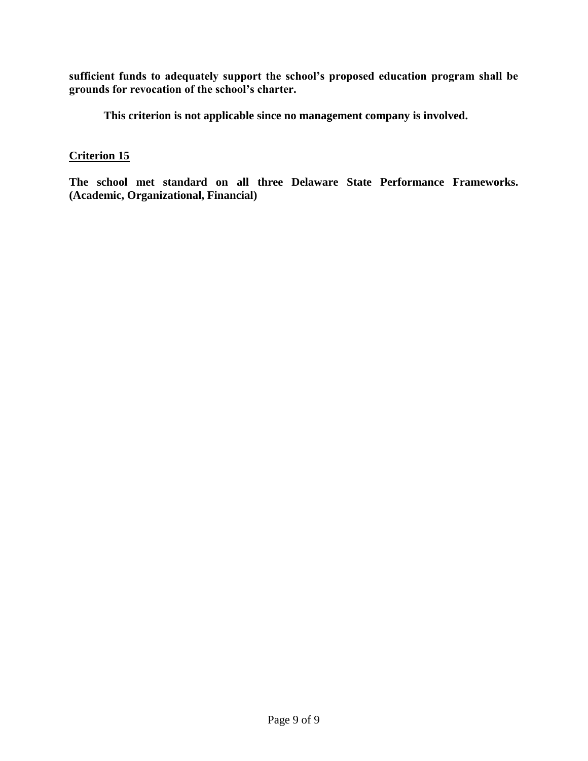**sufficient funds to adequately support the school's proposed education program shall be grounds for revocation of the school's charter.**

**This criterion is not applicable since no management company is involved.**

**<u>Criterion 15</u>**

**The school met standard on all three Delaware State Performance Frameworks. (Academic, Organizational, Financial)**